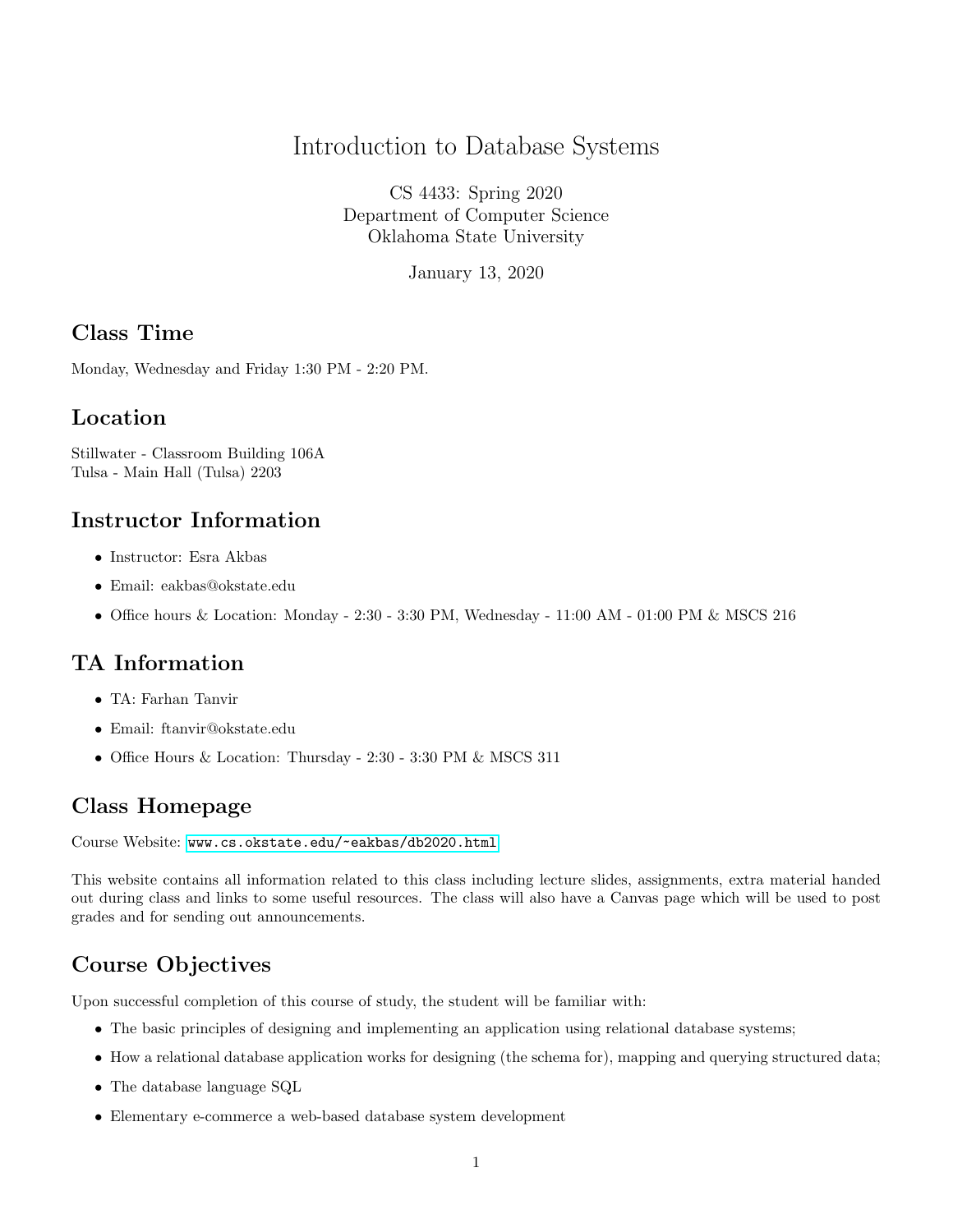# Introduction to Database Systems

CS 4433: Spring 2020
Department of Computer Science
Oklahoma State University

January 13, 2020

## Class Time

Monday, Wednesday and Friday 1:30 PM - 2:20 PM.

## Location

Stillwater - Classroom Building 106A
Tulsa - Main Hall (Tulsa) 2203

## Instructor Information

- Instructor: Esra Akbas
- Email: eakbas@okstate.edu
- Office hours & Location: Monday - 2:30 - 3:30 PM, Wednesday - 11:00 AM - 01:00 PM & MSCS 216

## TA Information

- TA: Farhan Tanvir
- Email: ftanvir@okstate.edu
- Office Hours & Location: Thursday - 2:30 - 3:30 PM & MSCS 311

## Class Homepage

Course Website: www.cs.okstate.edu/~eakbas/db2020.html

This website contains all information related to this class including lecture slides, assignments, extra material handed out during class and links to some useful resources. The class will also have a Canvas page which will be used to post grades and for sending out announcements.

## Course Objectives

Upon successful completion of this course of study, the student will be familiar with:

- The basic principles of designing and implementing an application using relational database systems;
- How a relational database application works for designing (the schema for), mapping and querying structured data;
- The database language SQL
- Elementary e-commerce a web-based database system development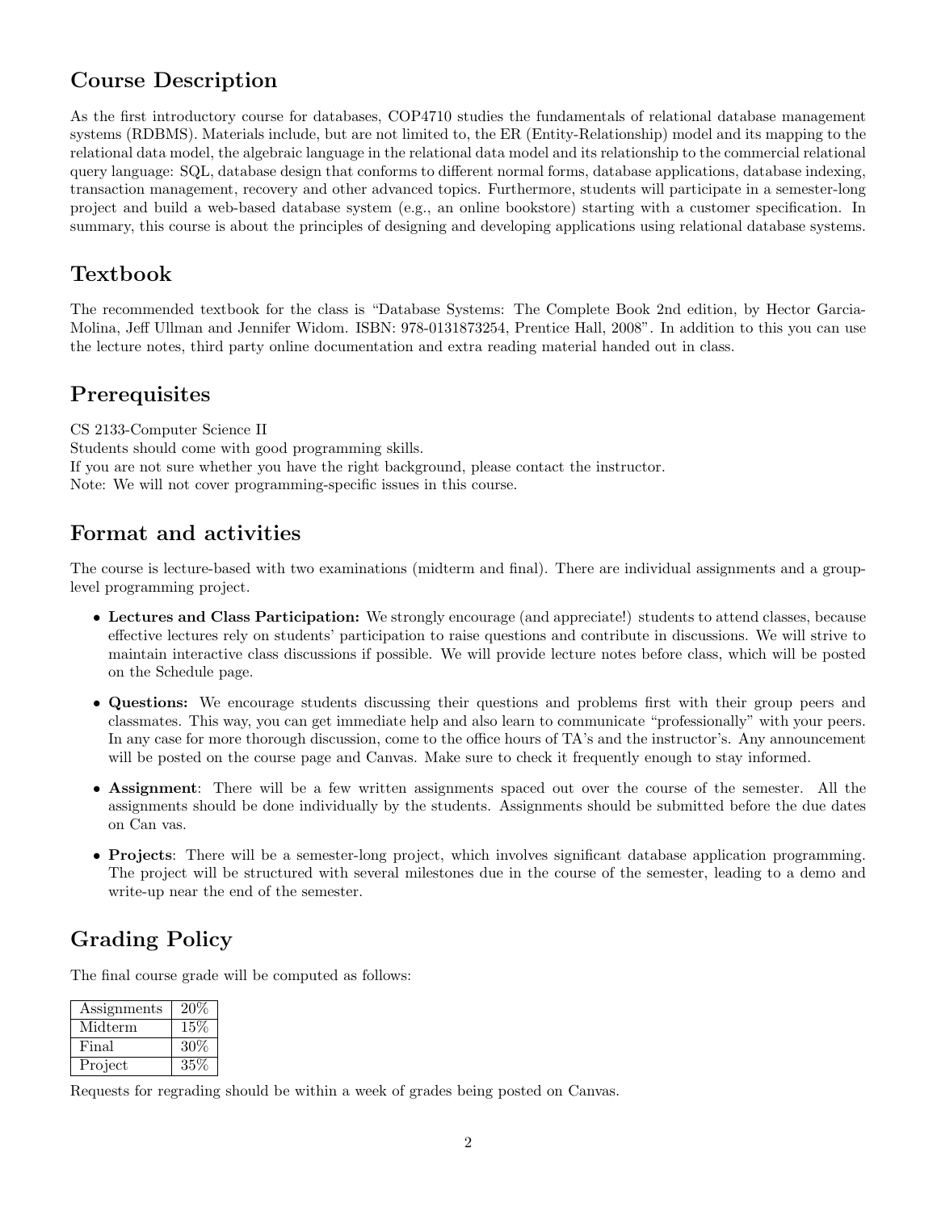## Course Description

As the first introductory course for databases, COP4710 studies the fundamentals of relational database management systems (RDBMS). Materials include, but are not limited to, the ER (Entity-Relationship) model and its mapping to the relational data model, the algebraic language in the relational data model and its relationship to the commercial relational query language: SQL, database design that conforms to different normal forms, database applications, database indexing, transaction management, recovery and other advanced topics. Furthermore, students will participate in a semester-long project and build a web-based database system (e.g., an online bookstore) starting with a customer specification. In summary, this course is about the principles of designing and developing applications using relational database systems.

## Textbook

The recommended textbook for the class is "Database Systems: The Complete Book 2nd edition, by Hector Garcia-Molina, Jeff Ullman and Jennifer Widom. ISBN: 978-0131873254, Prentice Hall, 2008". In addition to this you can use the lecture notes, third party online documentation and extra reading material handed out in class.

## Prerequisites

CS 2133-Computer Science II
Students should come with good programming skills.
If you are not sure whether you have the right background, please contact the instructor.
Note: We will not cover programming-specific issues in this course.

## Format and activities

The course is lecture-based with two examinations (midterm and final). There are individual assignments and a group-level programming project.

- **Lectures and Class Participation:** We strongly encourage (and appreciate!) students to attend classes, because effective lectures rely on students' participation to raise questions and contribute in discussions. We will strive to maintain interactive class discussions if possible. We will provide lecture notes before class, which will be posted on the Schedule page.
- **Questions:** We encourage students discussing their questions and problems first with their group peers and classmates. This way, you can get immediate help and also learn to communicate "professionally" with your peers. In any case for more thorough discussion, come to the office hours of TA's and the instructor's. Any announcement will be posted on the course page and Canvas. Make sure to check it frequently enough to stay informed.
- **Assignment**: There will be a few written assignments spaced out over the course of the semester. All the assignments should be done individually by the students. Assignments should be submitted before the due dates on Can vas.
- **Projects**: There will be a semester-long project, which involves significant database application programming. The project will be structured with several milestones due in the course of the semester, leading to a demo and write-up near the end of the semester.

## Grading Policy

The final course grade will be computed as follows:

| Component | Weight |
|---|---|
| Assignments | 20% |
| Midterm | 15% |
| Final | 30% |
| Project | 35% |

Requests for regrading should be within a week of grades being posted on Canvas.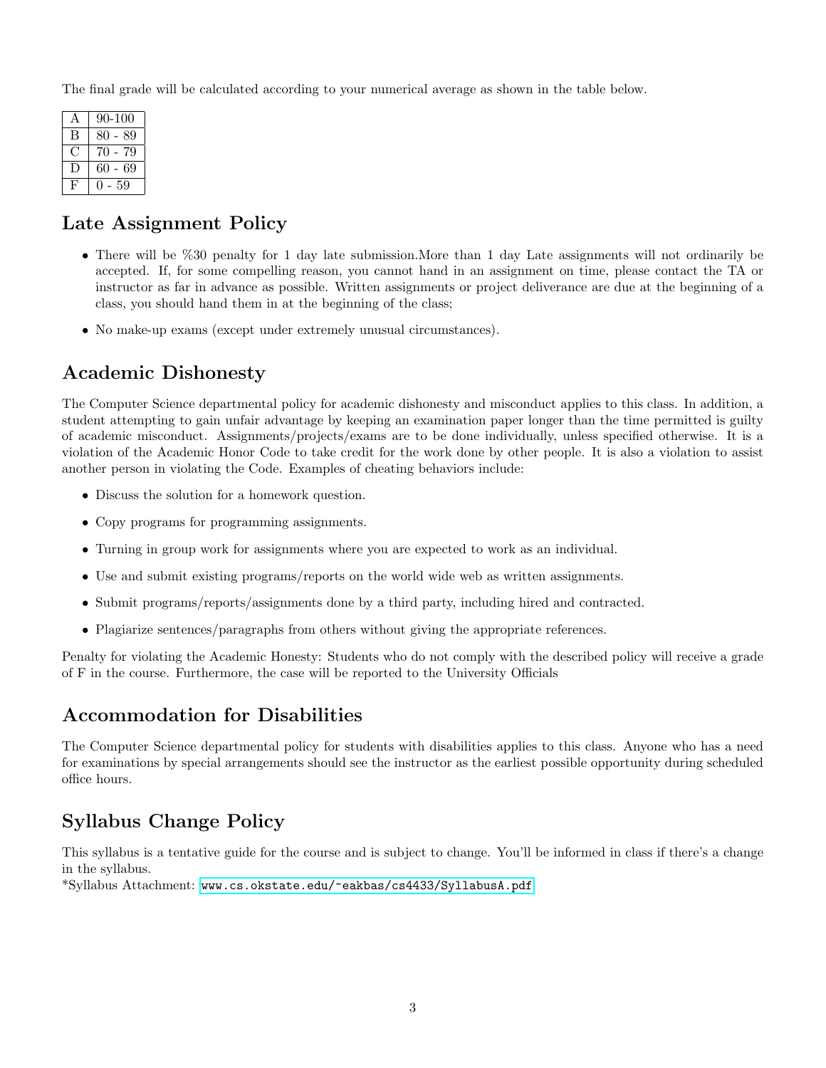The final grade will be calculated according to your numerical average as shown in the table below.

| | |
|---|---|
| A | 90-100 |
| B | 80 - 89 |
| C | 70 - 79 |
| D | 60 - 69 |
| F | 0 - 59 |

## Late Assignment Policy

- There will be %30 penalty for 1 day late submission.More than 1 day Late assignments will not ordinarily be accepted. If, for some compelling reason, you cannot hand in an assignment on time, please contact the TA or instructor as far in advance as possible. Written assignments or project deliverance are due at the beginning of a class, you should hand them in at the beginning of the class;
- No make-up exams (except under extremely unusual circumstances).

## Academic Dishonesty

The Computer Science departmental policy for academic dishonesty and misconduct applies to this class. In addition, a student attempting to gain unfair advantage by keeping an examination paper longer than the time permitted is guilty of academic misconduct. Assignments/projects/exams are to be done individually, unless specified otherwise. It is a violation of the Academic Honor Code to take credit for the work done by other people. It is also a violation to assist another person in violating the Code. Examples of cheating behaviors include:

- Discuss the solution for a homework question.
- Copy programs for programming assignments.
- Turning in group work for assignments where you are expected to work as an individual.
- Use and submit existing programs/reports on the world wide web as written assignments.
- Submit programs/reports/assignments done by a third party, including hired and contracted.
- Plagiarize sentences/paragraphs from others without giving the appropriate references.

Penalty for violating the Academic Honesty: Students who do not comply with the described policy will receive a grade of F in the course. Furthermore, the case will be reported to the University Officials

## Accommodation for Disabilities

The Computer Science departmental policy for students with disabilities applies to this class. Anyone who has a need for examinations by special arrangements should see the instructor as the earliest possible opportunity during scheduled office hours.

## Syllabus Change Policy

This syllabus is a tentative guide for the course and is subject to change. You'll be informed in class if there's a change in the syllabus.
*Syllabus Attachment: www.cs.okstate.edu/~eakbas/cs4433/SyllabusA.pdf